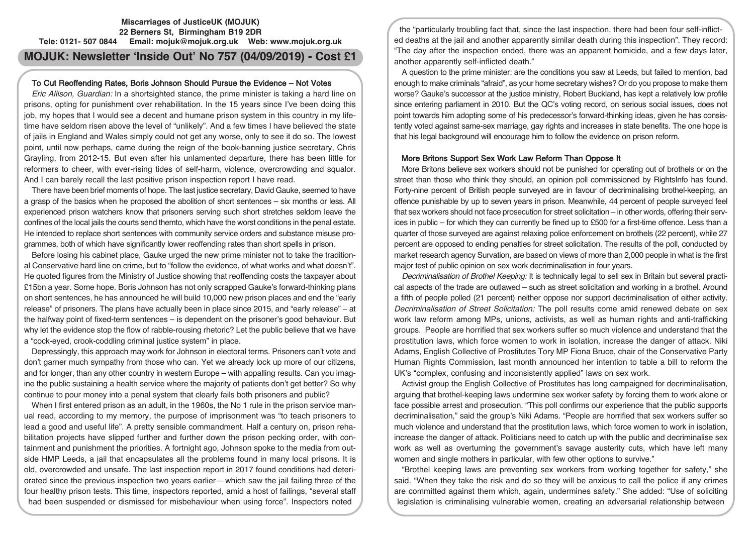**Miscarriages of JusticeUK (MOJUK)**
**22 Berners St, Birmingham B19 2DR**
**Tele: 0121- 507 0844 Email: mojuk@mojuk.org.uk Web: www.mojuk.org.uk**

# MOJUK: Newsletter 'Inside Out' No 757 (04/09/2019) - Cost £1

## To Cut Reoffending Rates, Boris Johnson Should Pursue the Evidence – Not Votes

*Eric Allison, Guardian:* In a shortsighted stance, the prime minister is taking a hard line on prisons, opting for punishment over rehabilitation. In the 15 years since I've been doing this job, my hopes that I would see a decent and humane prison system in this country in my lifetime have seldom risen above the level of "unlikely". And a few times I have believed the state of jails in England and Wales simply could not get any worse, only to see it do so. The lowest point, until now perhaps, came during the reign of the book-banning justice secretary, Chris Grayling, from 2012-15. But even after his unlamented departure, there has been little for reformers to cheer, with ever-rising tides of self-harm, violence, overcrowding and squalor. And I can barely recall the last positive prison inspection report I have read.

There have been brief moments of hope. The last justice secretary, David Gauke, seemed to have a grasp of the basics when he proposed the abolition of short sentences – six months or less. All experienced prison watchers know that prisoners serving such short stretches seldom leave the confines of the local jails the courts send themto, which have the worst conditions in the penal estate. He intended to replace short sentences with community service orders and substance misuse programmes, both of which have significantly lower reoffending rates than short spells in prison.

Before losing his cabinet place, Gauke urged the new prime minister not to take the traditional Conservative hard line on crime, but to "follow the evidence, of what works and what doesn't". He quoted figures from the Ministry of Justice showing that reoffending costs the taxpayer about £15bn a year. Some hope. Boris Johnson has not only scrapped Gauke's forward-thinking plans on short sentences, he has announced he will build 10,000 new prison places and end the "early release" of prisoners. The plans have actually been in place since 2015, and "early release" – at the halfway point of fixed-term sentences – is dependent on the prisoner's good behaviour. But why let the evidence stop the flow of rabble-rousing rhetoric? Let the public believe that we have a "cock-eyed, crook-coddling criminal justice system" in place.

Depressingly, this approach may work for Johnson in electoral terms. Prisoners can't vote and don't garner much sympathy from those who can. Yet we already lock up more of our citizens, and for longer, than any other country in western Europe – with appalling results. Can you imagine the public sustaining a health service where the majority of patients don't get better? So why continue to pour money into a penal system that clearly fails both prisoners and public?

When I first entered prison as an adult, in the 1960s, the No 1 rule in the prison service manual read, according to my memory, the purpose of imprisonment was "to teach prisoners to lead a good and useful life". A pretty sensible commandment. Half a century on, prison rehabilitation projects have slipped further and further down the prison pecking order, with containment and punishment the priorities. A fortnight ago, Johnson spoke to the media from outside HMP Leeds, a jail that encapsulates all the problems found in many local prisons. It is old, overcrowded and unsafe. The last inspection report in 2017 found conditions had deteriorated since the previous inspection two years earlier – which saw the jail failing three of the four healthy prison tests. This time, inspectors reported, amid a host of failings, "several staff had been suspended or dismissed for misbehaviour when using force". Inspectors noted the "particularly troubling fact that, since the last inspection, there had been four self-inflicted deaths at the jail and another apparently similar death during this inspection". They record: "The day after the inspection ended, there was an apparent homicide, and a few days later, another apparently self-inflicted death."

A question to the prime minister: are the conditions you saw at Leeds, but failed to mention, bad enough to make criminals "afraid", as your home secretary wishes? Or do you propose to make them worse? Gauke's successor at the justice ministry, Robert Buckland, has kept a relatively low profile since entering parliament in 2010. But the QC's voting record, on serious social issues, does not point towards him adopting some of his predecessor's forward-thinking ideas, given he has consistently voted against same-sex marriage, gay rights and increases in state benefits. The one hope is that his legal background will encourage him to follow the evidence on prison reform.

## More Britons Support Sex Work Law Reform Than Oppose It

More Britons believe sex workers should not be punished for operating out of brothels or on the street than those who think they should, an opinion poll commissioned by RightsInfo has found. Forty-nine percent of British people surveyed are in favour of decriminalising brothel-keeping, an offence punishable by up to seven years in prison. Meanwhile, 44 percent of people surveyed feel that sex workers should not face prosecution for street solicitation – in other words, offering their services in public – for which they can currently be fined up to £500 for a first-time offence. Less than a quarter of those surveyed are against relaxing police enforcement on brothels (22 percent), while 27 percent are opposed to ending penalties for street solicitation. The results of the poll, conducted by market research agency Survation, are based on views of more than 2,000 people in what is the first major test of public opinion on sex work decriminalisation in four years.

*Decriminalisation of Brothel Keeping:* It is technically legal to sell sex in Britain but several practical aspects of the trade are outlawed – such as street solicitation and working in a brothel. Around a fifth of people polled (21 percent) neither oppose nor support decriminalisation of either activity. *Decriminalisation of Street Solicitation:* The poll results come amid renewed debate on sex work law reform among MPs, unions, activists, as well as human rights and anti-trafficking groups. People are horrified that sex workers suffer so much violence and understand that the prostitution laws, which force women to work in isolation, increase the danger of attack. Niki Adams, English Collective of Prostitutes Tory MP Fiona Bruce, chair of the Conservative Party Human Rights Commission, last month announced her intention to table a bill to reform the UK's "complex, confusing and inconsistently applied" laws on sex work.

Activist group the English Collective of Prostitutes has long campaigned for decriminalisation, arguing that brothel-keeping laws undermine sex worker safety by forcing them to work alone or face possible arrest and prosecution. "This poll confirms our experience that the public supports decriminalisation," said the group's Niki Adams. "People are horrified that sex workers suffer so much violence and understand that the prostitution laws, which force women to work in isolation, increase the danger of attack. Politicians need to catch up with the public and decriminalise sex work as well as overturning the government's savage austerity cuts, which have left many women and single mothers in particular, with few other options to survive."

"Brothel keeping laws are preventing sex workers from working together for safety," she said. "When they take the risk and do so they will be anxious to call the police if any crimes are committed against them which, again, undermines safety." She added: "Use of soliciting legislation is criminalising vulnerable women, creating an adversarial relationship between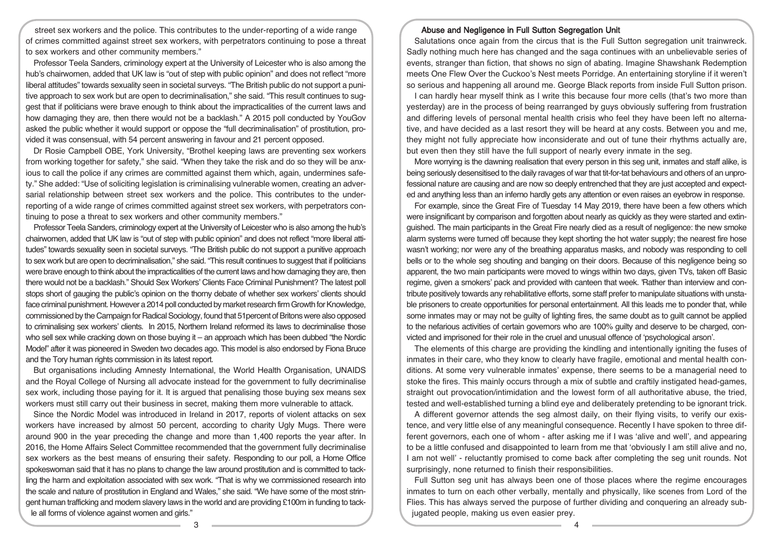street sex workers and the police. This contributes to the under-reporting of a wide range of crimes committed against street sex workers, with perpetrators continuing to pose a threat to sex workers and other community members."

Professor Teela Sanders, criminology expert at the University of Leicester who is also among the hub's chairwomen, added that UK law is "out of step with public opinion" and does not reflect "more liberal attitudes" towards sexuality seen in societal surveys. "The British public do not support a punitive approach to sex work but are open to decriminalisation," she said. "This result continues to suggest that if politicians were brave enough to think about the impracticalities of the current laws and how damaging they are, then there would not be a backlash." A 2015 poll conducted by YouGov asked the public whether it would support or oppose the "full decriminalisation" of prostitution, provided it was consensual, with 54 percent answering in favour and 21 percent opposed.

Dr Rosie Campbell OBE, York University, "Brothel keeping laws are preventing sex workers from working together for safety," she said. "When they take the risk and do so they will be anxious to call the police if any crimes are committed against them which, again, undermines safety." She added: "Use of soliciting legislation is criminalising vulnerable women, creating an adversarial relationship between street sex workers and the police. This contributes to the under-reporting of a wide range of crimes committed against street sex workers, with perpetrators continuing to pose a threat to sex workers and other community members."

Professor Teela Sanders, criminology expert at the University of Leicester who is also among the hub's chairwomen, added that UK law is "out of step with public opinion" and does not reflect "more liberal attitudes" towards sexuality seen in societal surveys. "The British public do not support a punitive approach to sex work but are open to decriminalisation," she said. "This result continues to suggest that if politicians were brave enough to think about the impracticalities of the current laws and how damaging they are, then there would not be a backlash." Should Sex Workers' Clients Face Criminal Punishment? The latest poll stops short of gauging the public's opinion on the thorny debate of whether sex workers' clients should face criminal punishment. However a 2014 poll conducted by market research firm Growth for Knowledge, commissioned by the Campaign for Radical Sociology, found that 51percent of Britons were also opposed to criminalising sex workers' clients. In 2015, Northern Ireland reformed its laws to decriminalise those who sell sex while cracking down on those buying it – an approach which has been dubbed "the Nordic Model" after it was pioneered in Sweden two decades ago. This model is also endorsed by Fiona Bruce and the Tory human rights commission in its latest report.

But organisations including Amnesty International, the World Health Organisation, UNAIDS and the Royal College of Nursing all advocate instead for the government to fully decriminalise sex work, including those paying for it. It is argued that penalising those buying sex means sex workers must still carry out their business in secret, making them more vulnerable to attack.

Since the Nordic Model was introduced in Ireland in 2017, reports of violent attacks on sex workers have increased by almost 50 percent, according to charity Ugly Mugs. There were around 900 in the year preceding the change and more than 1,400 reports the year after. In 2016, the Home Affairs Select Committee recommended that the government fully decriminalise sex workers as the best means of ensuring their safety. Responding to our poll, a Home Office spokeswoman said that it has no plans to change the law around prostitution and is committed to tackling the harm and exploitation associated with sex work. "That is why we commissioned research into the scale and nature of prostitution in England and Wales," she said. "We have some of the most stringent human trafficking and modern slavery laws in the world and are providing £100m in funding to tackle all forms of violence against women and girls."

## Abuse and Negligence in Full Sutton Segregation Unit

Salutations once again from the circus that is the Full Sutton segregation unit trainwreck. Sadly nothing much here has changed and the saga continues with an unbelievable series of events, stranger than fiction, that shows no sign of abating. Imagine Shawshank Redemption meets One Flew Over the Cuckoo's Nest meets Porridge. An entertaining storyline if it weren't so serious and happening all around me. George Black reports from inside Full Sutton prison.

I can hardly hear myself think as I write this because four more cells (that's two more than yesterday) are in the process of being rearranged by guys obviously suffering from frustration and differing levels of personal mental health crisis who feel they have been left no alternative, and have decided as a last resort they will be heard at any costs. Between you and me, they might not fully appreciate how inconsiderate and out of tune their rhythms actually are, but even then they still have the full support of nearly every inmate in the seg.

More worrying is the dawning realisation that every person in this seg unit, inmates and staff alike, is being seriously desensitised to the daily ravages of war that tit-for-tat behaviours and others of an unprofessional nature are causing and are now so deeply entrenched that they are just accepted and expected and anything less than an inferno hardly gets any attention or even raises an eyebrow in response.

For example, since the Great Fire of Tuesday 14 May 2019, there have been a few others which were insignificant by comparison and forgotten about nearly as quickly as they were started and extinguished. The main participants in the Great Fire nearly died as a result of negligence: the new smoke alarm systems were turned off because they kept shorting the hot water supply; the nearest fire hose wasn't working; nor were any of the breathing apparatus masks, and nobody was responding to cell bells or to the whole seg shouting and banging on their doors. Because of this negligence being so apparent, the two main participants were moved to wings within two days, given TVs, taken off Basic regime, given a smokers' pack and provided with canteen that week. 'Rather than interview and contribute positively towards any rehabilitative efforts, some staff prefer to manipulate situations with unstable prisoners to create opportunities for personal entertainment. All this leads me to ponder that, while some inmates may or may not be guilty of lighting fires, the same doubt as to guilt cannot be applied to the nefarious activities of certain governors who are 100% guilty and deserve to be charged, convicted and imprisoned for their role in the cruel and unusual offence of 'psychological arson'.

The elements of this charge are providing the kindling and intentionally igniting the fuses of inmates in their care, who they know to clearly have fragile, emotional and mental health conditions. At some very vulnerable inmates' expense, there seems to be a managerial need to stoke the fires. This mainly occurs through a mix of subtle and craftily instigated head-games, straight out provocation/intimidation and the lowest form of all authoritative abuse, the tried, tested and well-established turning a blind eye and deliberately pretending to be ignorant trick.

A different governor attends the seg almost daily, on their flying visits, to verify our existence, and very little else of any meaningful consequence. Recently I have spoken to three different governors, each one of whom - after asking me if I was 'alive and well', and appearing to be a little confused and disappointed to learn from me that 'obviously I am still alive and no, I am not well' - reluctantly promised to come back after completing the seg unit rounds. Not surprisingly, none returned to finish their responsibilities.

Full Sutton seg unit has always been one of those places where the regime encourages inmates to turn on each other verbally, mentally and physically, like scenes from Lord of the Flies. This has always served the purpose of further dividing and conquering an already subjugated people, making us even easier prey.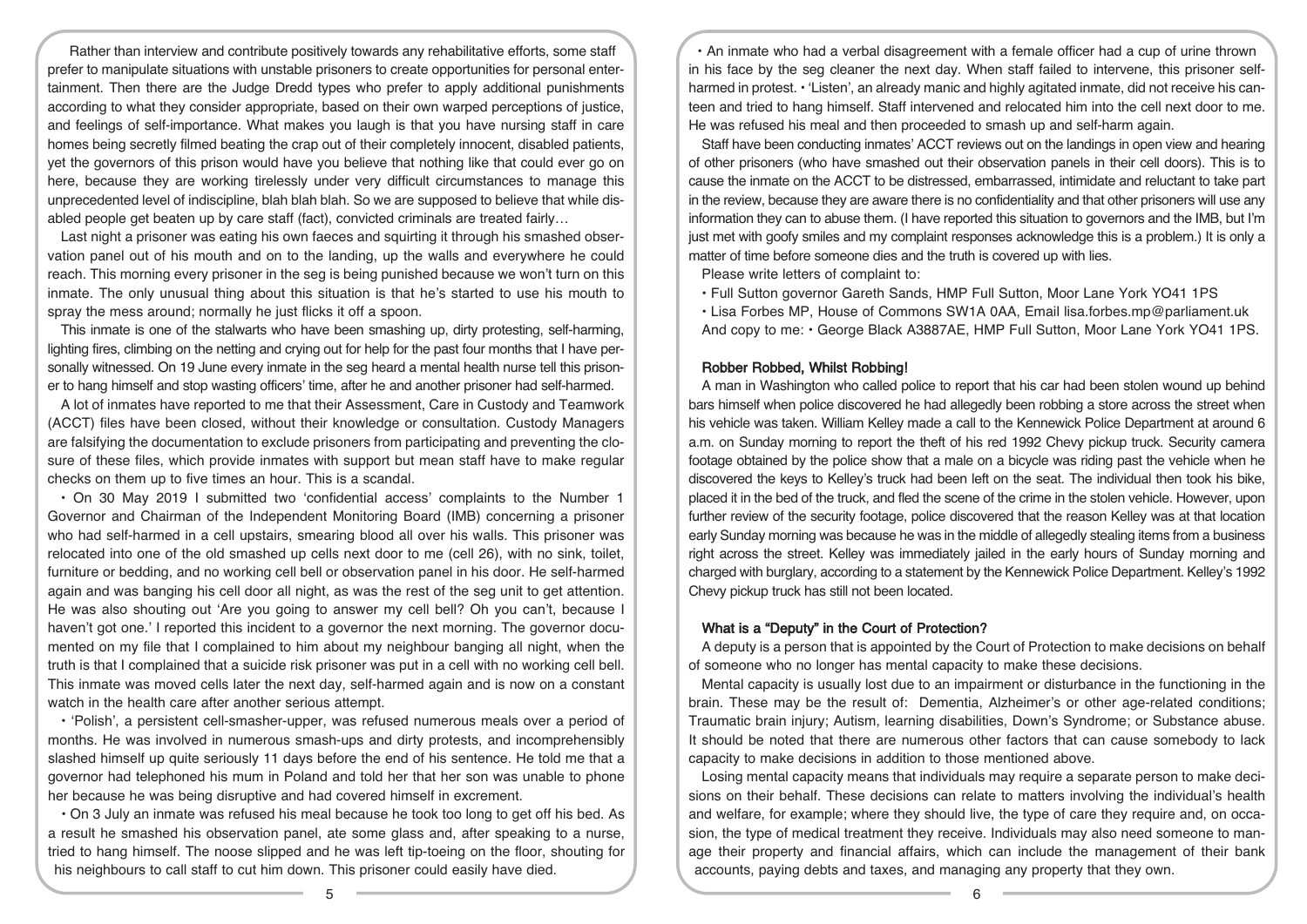Rather than interview and contribute positively towards any rehabilitative efforts, some staff prefer to manipulate situations with unstable prisoners to create opportunities for personal entertainment. Then there are the Judge Dredd types who prefer to apply additional punishments according to what they consider appropriate, based on their own warped perceptions of justice, and feelings of self-importance. What makes you laugh is that you have nursing staff in care homes being secretly filmed beating the crap out of their completely innocent, disabled patients, yet the governors of this prison would have you believe that nothing like that could ever go on here, because they are working tirelessly under very difficult circumstances to manage this unprecedented level of indiscipline, blah blah blah. So we are supposed to believe that while disabled people get beaten up by care staff (fact), convicted criminals are treated fairly…

Last night a prisoner was eating his own faeces and squirting it through his smashed observation panel out of his mouth and on to the landing, up the walls and everywhere he could reach. This morning every prisoner in the seg is being punished because we won't turn on this inmate. The only unusual thing about this situation is that he's started to use his mouth to spray the mess around; normally he just flicks it off a spoon.

This inmate is one of the stalwarts who have been smashing up, dirty protesting, self-harming, lighting fires, climbing on the netting and crying out for help for the past four months that I have personally witnessed. On 19 June every inmate in the seg heard a mental health nurse tell this prisoner to hang himself and stop wasting officers' time, after he and another prisoner had self-harmed.

A lot of inmates have reported to me that their Assessment, Care in Custody and Teamwork (ACCT) files have been closed, without their knowledge or consultation. Custody Managers are falsifying the documentation to exclude prisoners from participating and preventing the closure of these files, which provide inmates with support but mean staff have to make regular checks on them up to five times an hour. This is a scandal.

- On 30 May 2019 I submitted two 'confidential access' complaints to the Number 1 Governor and Chairman of the Independent Monitoring Board (IMB) concerning a prisoner who had self-harmed in a cell upstairs, smearing blood all over his walls. This prisoner was relocated into one of the old smashed up cells next door to me (cell 26), with no sink, toilet, furniture or bedding, and no working cell bell or observation panel in his door. He self-harmed again and was banging his cell door all night, as was the rest of the seg unit to get attention. He was also shouting out 'Are you going to answer my cell bell? Oh you can't, because I haven't got one.' I reported this incident to a governor the next morning. The governor documented on my file that I complained to him about my neighbour banging all night, when the truth is that I complained that a suicide risk prisoner was put in a cell with no working cell bell. This inmate was moved cells later the next day, self-harmed again and is now on a constant watch in the health care after another serious attempt.
- 'Polish', a persistent cell-smasher-upper, was refused numerous meals over a period of months. He was involved in numerous smash-ups and dirty protests, and incomprehensibly slashed himself up quite seriously 11 days before the end of his sentence. He told me that a governor had telephoned his mum in Poland and told her that her son was unable to phone her because he was being disruptive and had covered himself in excrement.
- On 3 July an inmate was refused his meal because he took too long to get off his bed. As a result he smashed his observation panel, ate some glass and, after speaking to a nurse, tried to hang himself. The noose slipped and he was left tip-toeing on the floor, shouting for his neighbours to call staff to cut him down. This prisoner could easily have died.
- An inmate who had a verbal disagreement with a female officer had a cup of urine thrown in his face by the seg cleaner the next day. When staff failed to intervene, this prisoner self-harmed in protest.
- 'Listen', an already manic and highly agitated inmate, did not receive his canteen and tried to hang himself. Staff intervened and relocated him into the cell next door to me. He was refused his meal and then proceeded to smash up and self-harm again.

Staff have been conducting inmates' ACCT reviews out on the landings in open view and hearing of other prisoners (who have smashed out their observation panels in their cell doors). This is to cause the inmate on the ACCT to be distressed, embarrassed, intimidate and reluctant to take part in the review, because they are aware there is no confidentiality and that other prisoners will use any information they can to abuse them. (I have reported this situation to governors and the IMB, but I'm just met with goofy smiles and my complaint responses acknowledge this is a problem.) It is only a matter of time before someone dies and the truth is covered up with lies.

Please write letters of complaint to:

- Full Sutton governor Gareth Sands, HMP Full Sutton, Moor Lane York YO41 1PS
- Lisa Forbes MP, House of Commons SW1A 0AA, Email lisa.forbes.mp@parliament.uk

And copy to me: • George Black A3887AE, HMP Full Sutton, Moor Lane York YO41 1PS.

## Robber Robbed, Whilst Robbing!

A man in Washington who called police to report that his car had been stolen wound up behind bars himself when police discovered he had allegedly been robbing a store across the street when his vehicle was taken. William Kelley made a call to the Kennewick Police Department at around 6 a.m. on Sunday morning to report the theft of his red 1992 Chevy pickup truck. Security camera footage obtained by the police show that a male on a bicycle was riding past the vehicle when he discovered the keys to Kelley's truck had been left on the seat. The individual then took his bike, placed it in the bed of the truck, and fled the scene of the crime in the stolen vehicle. However, upon further review of the security footage, police discovered that the reason Kelley was at that location early Sunday morning was because he was in the middle of allegedly stealing items from a business right across the street. Kelley was immediately jailed in the early hours of Sunday morning and charged with burglary, according to a statement by the Kennewick Police Department. Kelley's 1992 Chevy pickup truck has still not been located.

## What is a "Deputy" in the Court of Protection?

A deputy is a person that is appointed by the Court of Protection to make decisions on behalf of someone who no longer has mental capacity to make these decisions.

Mental capacity is usually lost due to an impairment or disturbance in the functioning in the brain. These may be the result of: Dementia, Alzheimer's or other age-related conditions; Traumatic brain injury; Autism, learning disabilities, Down's Syndrome; or Substance abuse. It should be noted that there are numerous other factors that can cause somebody to lack capacity to make decisions in addition to those mentioned above.

Losing mental capacity means that individuals may require a separate person to make decisions on their behalf. These decisions can relate to matters involving the individual's health and welfare, for example; where they should live, the type of care they require and, on occasion, the type of medical treatment they receive. Individuals may also need someone to manage their property and financial affairs, which can include the management of their bank accounts, paying debts and taxes, and managing any property that they own.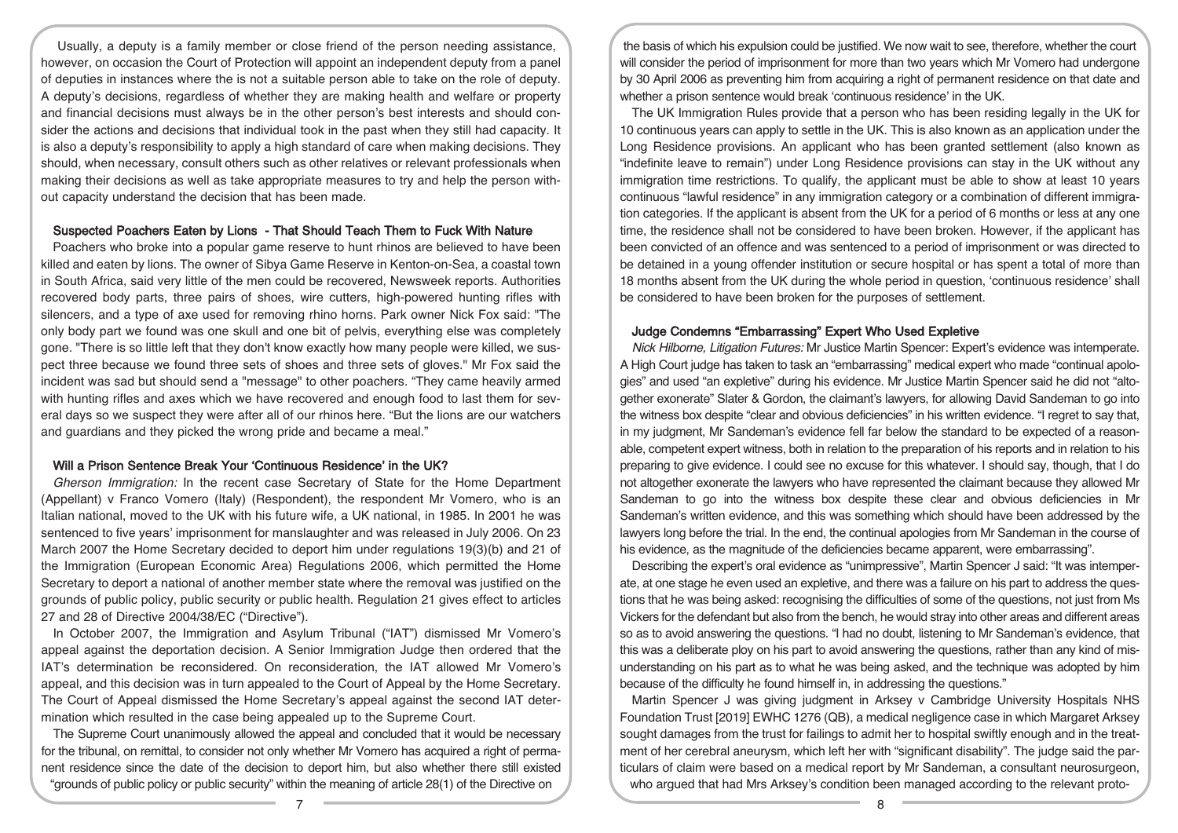Usually, a deputy is a family member or close friend of the person needing assistance, however, on occasion the Court of Protection will appoint an independent deputy from a panel of deputies in instances where the is not a suitable person able to take on the role of deputy. A deputy's decisions, regardless of whether they are making health and welfare or property and financial decisions must always be in the other person's best interests and should consider the actions and decisions that individual took in the past when they still had capacity. It is also a deputy's responsibility to apply a high standard of care when making decisions. They should, when necessary, consult others such as other relatives or relevant professionals when making their decisions as well as take appropriate measures to try and help the person without capacity understand the decision that has been made.

## Suspected Poachers Eaten by Lions - That Should Teach Them to Fuck With Nature

Poachers who broke into a popular game reserve to hunt rhinos are believed to have been killed and eaten by lions. The owner of Sibya Game Reserve in Kenton-on-Sea, a coastal town in South Africa, said very little of the men could be recovered, Newsweek reports. Authorities recovered body parts, three pairs of shoes, wire cutters, high-powered hunting rifles with silencers, and a type of axe used for removing rhino horns. Park owner Nick Fox said: "The only body part we found was one skull and one bit of pelvis, everything else was completely gone. "There is so little left that they don't know exactly how many people were killed, we suspect three because we found three sets of shoes and three sets of gloves." Mr Fox said the incident was sad but should send a "message" to other poachers. "They came heavily armed with hunting rifles and axes which we have recovered and enough food to last them for several days so we suspect they were after all of our rhinos here. "But the lions are our watchers and guardians and they picked the wrong pride and became a meal."

## Will a Prison Sentence Break Your 'Continuous Residence' in the UK?

*Gherson Immigration:* In the recent case Secretary of State for the Home Department (Appellant) v Franco Vomero (Italy) (Respondent), the respondent Mr Vomero, who is an Italian national, moved to the UK with his future wife, a UK national, in 1985. In 2001 he was sentenced to five years' imprisonment for manslaughter and was released in July 2006. On 23 March 2007 the Home Secretary decided to deport him under regulations 19(3)(b) and 21 of the Immigration (European Economic Area) Regulations 2006, which permitted the Home Secretary to deport a national of another member state where the removal was justified on the grounds of public policy, public security or public health. Regulation 21 gives effect to articles 27 and 28 of Directive 2004/38/EC ("Directive").

In October 2007, the Immigration and Asylum Tribunal ("IAT") dismissed Mr Vomero's appeal against the deportation decision. A Senior Immigration Judge then ordered that the IAT's determination be reconsidered. On reconsideration, the IAT allowed Mr Vomero's appeal, and this decision was in turn appealed to the Court of Appeal by the Home Secretary. The Court of Appeal dismissed the Home Secretary's appeal against the second IAT determination which resulted in the case being appealed up to the Supreme Court.

The Supreme Court unanimously allowed the appeal and concluded that it would be necessary for the tribunal, on remittal, to consider not only whether Mr Vomero has acquired a right of permanent residence since the date of the decision to deport him, but also whether there still existed "grounds of public policy or public security" within the meaning of article 28(1) of the Directive on the basis of which his expulsion could be justified. We now wait to see, therefore, whether the court will consider the period of imprisonment for more than two years which Mr Vomero had undergone by 30 April 2006 as preventing him from acquiring a right of permanent residence on that date and whether a prison sentence would break 'continuous residence' in the UK.

The UK Immigration Rules provide that a person who has been residing legally in the UK for 10 continuous years can apply to settle in the UK. This is also known as an application under the Long Residence provisions. An applicant who has been granted settlement (also known as "indefinite leave to remain") under Long Residence provisions can stay in the UK without any immigration time restrictions. To qualify, the applicant must be able to show at least 10 years continuous "lawful residence" in any immigration category or a combination of different immigration categories. If the applicant is absent from the UK for a period of 6 months or less at any one time, the residence shall not be considered to have been broken. However, if the applicant has been convicted of an offence and was sentenced to a period of imprisonment or was directed to be detained in a young offender institution or secure hospital or has spent a total of more than 18 months absent from the UK during the whole period in question, 'continuous residence' shall be considered to have been broken for the purposes of settlement.

## Judge Condemns "Embarrassing" Expert Who Used Expletive

*Nick Hilborne, Litigation Futures:* Mr Justice Martin Spencer: Expert's evidence was intemperate. A High Court judge has taken to task an "embarrassing" medical expert who made "continual apologies" and used "an expletive" during his evidence. Mr Justice Martin Spencer said he did not "altogether exonerate" Slater & Gordon, the claimant's lawyers, for allowing David Sandeman to go into the witness box despite "clear and obvious deficiencies" in his written evidence. "I regret to say that, in my judgment, Mr Sandeman's evidence fell far below the standard to be expected of a reasonable, competent expert witness, both in relation to the preparation of his reports and in relation to his preparing to give evidence. I could see no excuse for this whatever. I should say, though, that I do not altogether exonerate the lawyers who have represented the claimant because they allowed Mr Sandeman to go into the witness box despite these clear and obvious deficiencies in Mr Sandeman's written evidence, and this was something which should have been addressed by the lawyers long before the trial. In the end, the continual apologies from Mr Sandeman in the course of his evidence, as the magnitude of the deficiencies became apparent, were embarrassing".

Describing the expert's oral evidence as "unimpressive", Martin Spencer J said: "It was intemperate, at one stage he even used an expletive, and there was a failure on his part to address the questions that he was being asked: recognising the difficulties of some of the questions, not just from Ms Vickers for the defendant but also from the bench, he would stray into other areas and different areas so as to avoid answering the questions. "I had no doubt, listening to Mr Sandeman's evidence, that this was a deliberate ploy on his part to avoid answering the questions, rather than any kind of misunderstanding on his part as to what he was being asked, and the technique was adopted by him because of the difficulty he found himself in, in addressing the questions."

Martin Spencer J was giving judgment in Arksey v Cambridge University Hospitals NHS Foundation Trust [2019] EWHC 1276 (QB), a medical negligence case in which Margaret Arksey sought damages from the trust for failings to admit her to hospital swiftly enough and in the treatment of her cerebral aneurysm, which left her with "significant disability". The judge said the particulars of claim were based on a medical report by Mr Sandeman, a consultant neurosurgeon, who argued that had Mrs Arksey's condition been managed according to the relevant proto-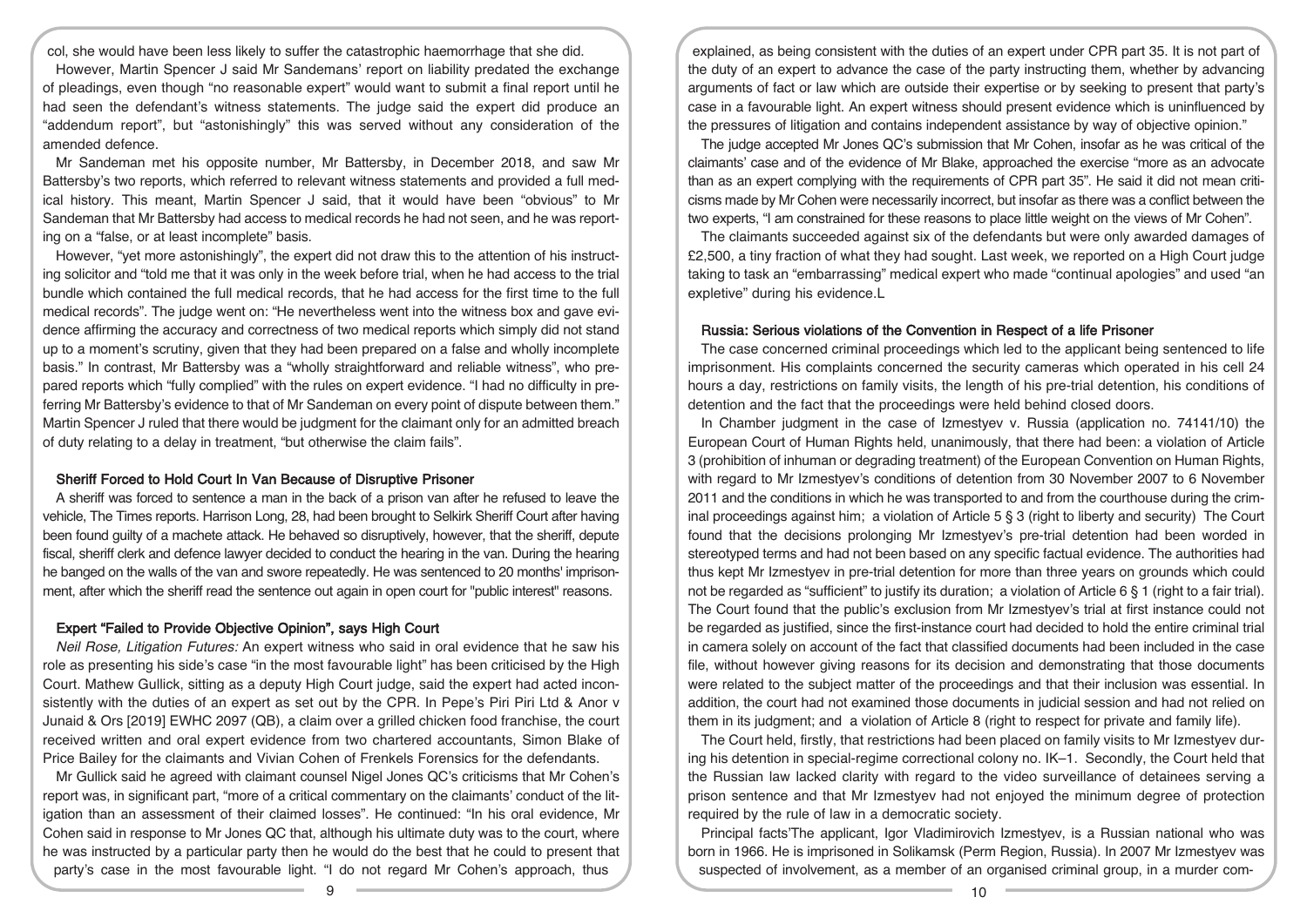col, she would have been less likely to suffer the catastrophic haemorrhage that she did.

However, Martin Spencer J said Mr Sandemans' report on liability predated the exchange of pleadings, even though "no reasonable expert" would want to submit a final report until he had seen the defendant's witness statements. The judge said the expert did produce an "addendum report", but "astonishingly" this was served without any consideration of the amended defence.

Mr Sandeman met his opposite number, Mr Battersby, in December 2018, and saw Mr Battersby's two reports, which referred to relevant witness statements and provided a full medical history. This meant, Martin Spencer J said, that it would have been "obvious" to Mr Sandeman that Mr Battersby had access to medical records he had not seen, and he was reporting on a "false, or at least incomplete" basis.

However, "yet more astonishingly", the expert did not draw this to the attention of his instructing solicitor and "told me that it was only in the week before trial, when he had access to the trial bundle which contained the full medical records, that he had access for the first time to the full medical records". The judge went on: "He nevertheless went into the witness box and gave evidence affirming the accuracy and correctness of two medical reports which simply did not stand up to a moment's scrutiny, given that they had been prepared on a false and wholly incomplete basis." In contrast, Mr Battersby was a "wholly straightforward and reliable witness", who prepared reports which "fully complied" with the rules on expert evidence. "I had no difficulty in preferring Mr Battersby's evidence to that of Mr Sandeman on every point of dispute between them." Martin Spencer J ruled that there would be judgment for the claimant only for an admitted breach of duty relating to a delay in treatment, "but otherwise the claim fails".

### Sheriff Forced to Hold Court In Van Because of Disruptive Prisoner

A sheriff was forced to sentence a man in the back of a prison van after he refused to leave the vehicle, The Times reports. Harrison Long, 28, had been brought to Selkirk Sheriff Court after having been found guilty of a machete attack. He behaved so disruptively, however, that the sheriff, depute fiscal, sheriff clerk and defence lawyer decided to conduct the hearing in the van. During the hearing he banged on the walls of the van and swore repeatedly. He was sentenced to 20 months' imprisonment, after which the sheriff read the sentence out again in open court for "public interest" reasons.

### Expert "Failed to Provide Objective Opinion", says High Court

*Neil Rose, Litigation Futures:* An expert witness who said in oral evidence that he saw his role as presenting his side's case "in the most favourable light" has been criticised by the High Court. Mathew Gullick, sitting as a deputy High Court judge, said the expert had acted inconsistently with the duties of an expert as set out by the CPR. In Pepe's Piri Piri Ltd & Anor v Junaid & Ors [2019] EWHC 2097 (QB), a claim over a grilled chicken food franchise, the court received written and oral expert evidence from two chartered accountants, Simon Blake of Price Bailey for the claimants and Vivian Cohen of Frenkels Forensics for the defendants.

Mr Gullick said he agreed with claimant counsel Nigel Jones QC's criticisms that Mr Cohen's report was, in significant part, "more of a critical commentary on the claimants' conduct of the litigation than an assessment of their claimed losses". He continued: "In his oral evidence, Mr Cohen said in response to Mr Jones QC that, although his ultimate duty was to the court, where he was instructed by a particular party then he would do the best that he could to present that party's case in the most favourable light. "I do not regard Mr Cohen's approach, thus explained, as being consistent with the duties of an expert under CPR part 35. It is not part of the duty of an expert to advance the case of the party instructing them, whether by advancing arguments of fact or law which are outside their expertise or by seeking to present that party's case in a favourable light. An expert witness should present evidence which is uninfluenced by the pressures of litigation and contains independent assistance by way of objective opinion."

The judge accepted Mr Jones QC's submission that Mr Cohen, insofar as he was critical of the claimants' case and of the evidence of Mr Blake, approached the exercise "more as an advocate than as an expert complying with the requirements of CPR part 35". He said it did not mean criticisms made by Mr Cohen were necessarily incorrect, but insofar as there was a conflict between the two experts, "I am constrained for these reasons to place little weight on the views of Mr Cohen".

The claimants succeeded against six of the defendants but were only awarded damages of £2,500, a tiny fraction of what they had sought. Last week, we reported on a High Court judge taking to task an "embarrassing" medical expert who made "continual apologies" and used "an expletive" during his evidence.L

### Russia: Serious violations of the Convention in Respect of a life Prisoner

The case concerned criminal proceedings which led to the applicant being sentenced to life imprisonment. His complaints concerned the security cameras which operated in his cell 24 hours a day, restrictions on family visits, the length of his pre-trial detention, his conditions of detention and the fact that the proceedings were held behind closed doors.

In Chamber judgment in the case of Izmestyev v. Russia (application no. 74141/10) the European Court of Human Rights held, unanimously, that there had been: a violation of Article 3 (prohibition of inhuman or degrading treatment) of the European Convention on Human Rights, with regard to Mr Izmestyev's conditions of detention from 30 November 2007 to 6 November 2011 and the conditions in which he was transported to and from the courthouse during the criminal proceedings against him; a violation of Article 5 § 3 (right to liberty and security) The Court found that the decisions prolonging Mr Izmestyev's pre-trial detention had been worded in stereotyped terms and had not been based on any specific factual evidence. The authorities had thus kept Mr Izmestyev in pre-trial detention for more than three years on grounds which could not be regarded as "sufficient" to justify its duration; a violation of Article 6 § 1 (right to a fair trial). The Court found that the public's exclusion from Mr Izmestyev's trial at first instance could not be regarded as justified, since the first-instance court had decided to hold the entire criminal trial in camera solely on account of the fact that classified documents had been included in the case file, without however giving reasons for its decision and demonstrating that those documents were related to the subject matter of the proceedings and that their inclusion was essential. In addition, the court had not examined those documents in judicial session and had not relied on them in its judgment; and a violation of Article 8 (right to respect for private and family life).

The Court held, firstly, that restrictions had been placed on family visits to Mr Izmestyev during his detention in special-regime correctional colony no. IK–1. Secondly, the Court held that the Russian law lacked clarity with regard to the video surveillance of detainees serving a prison sentence and that Mr Izmestyev had not enjoyed the minimum degree of protection required by the rule of law in a democratic society.

Principal facts'The applicant, Igor Vladimirovich Izmestyev, is a Russian national who was born in 1966. He is imprisoned in Solikamsk (Perm Region, Russia). In 2007 Mr Izmestyev was suspected of involvement, as a member of an organised criminal group, in a murder com-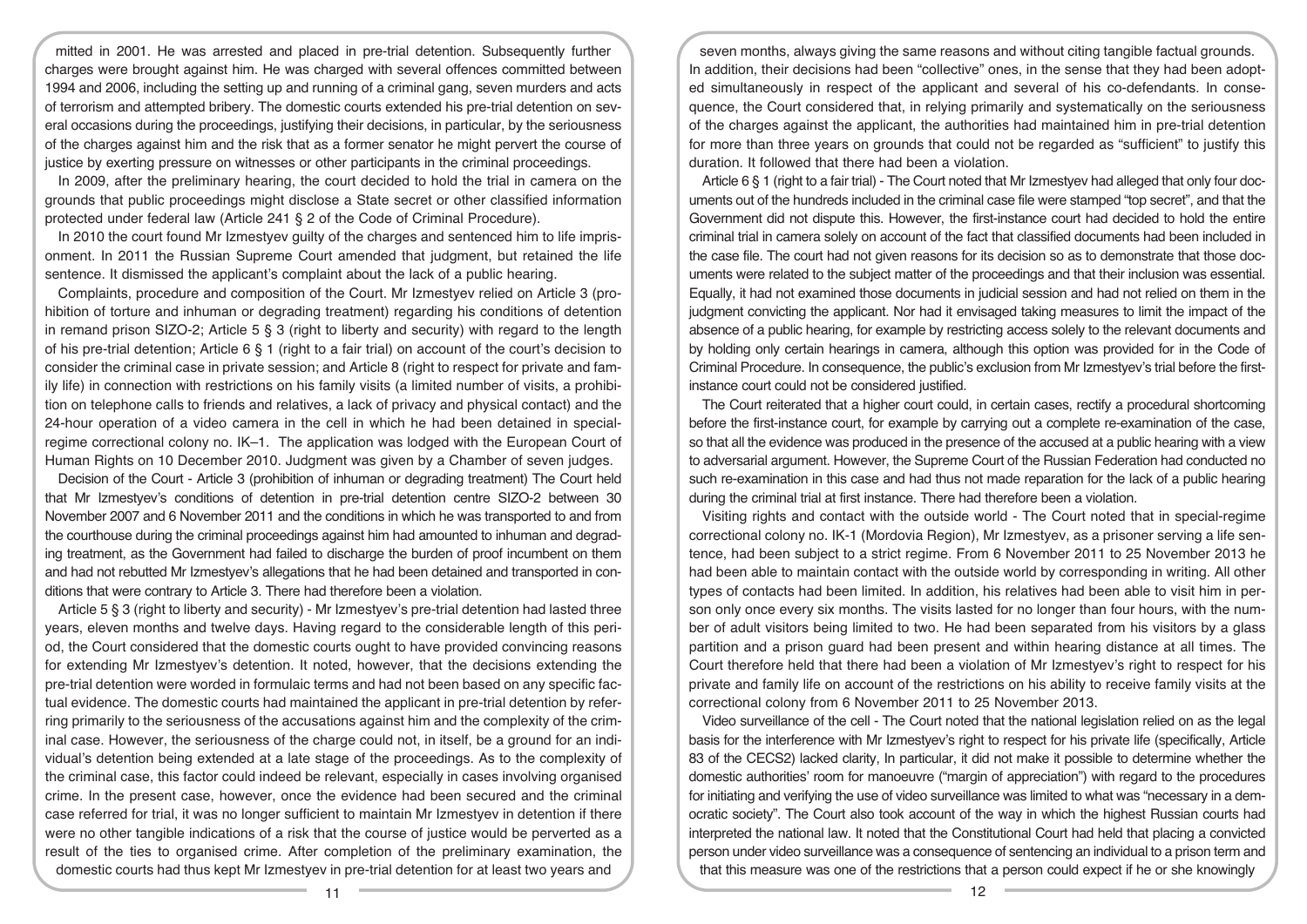mitted in 2001. He was arrested and placed in pre-trial detention. Subsequently further charges were brought against him. He was charged with several offences committed between 1994 and 2006, including the setting up and running of a criminal gang, seven murders and acts of terrorism and attempted bribery. The domestic courts extended his pre-trial detention on several occasions during the proceedings, justifying their decisions, in particular, by the seriousness of the charges against him and the risk that as a former senator he might pervert the course of justice by exerting pressure on witnesses or other participants in the criminal proceedings.

In 2009, after the preliminary hearing, the court decided to hold the trial in camera on the grounds that public proceedings might disclose a State secret or other classified information protected under federal law (Article 241 § 2 of the Code of Criminal Procedure).

In 2010 the court found Mr Izmestyev guilty of the charges and sentenced him to life imprisonment. In 2011 the Russian Supreme Court amended that judgment, but retained the life sentence. It dismissed the applicant's complaint about the lack of a public hearing.

Complaints, procedure and composition of the Court. Mr Izmestyev relied on Article 3 (prohibition of torture and inhuman or degrading treatment) regarding his conditions of detention in remand prison SIZO-2; Article 5 § 3 (right to liberty and security) with regard to the length of his pre-trial detention; Article 6 § 1 (right to a fair trial) on account of the court's decision to consider the criminal case in private session; and Article 8 (right to respect for private and family life) in connection with restrictions on his family visits (a limited number of visits, a prohibition on telephone calls to friends and relatives, a lack of privacy and physical contact) and the 24-hour operation of a video camera in the cell in which he had been detained in special-regime correctional colony no. IK–1. The application was lodged with the European Court of Human Rights on 10 December 2010. Judgment was given by a Chamber of seven judges.

Decision of the Court - Article 3 (prohibition of inhuman or degrading treatment) The Court held that Mr Izmestyev's conditions of detention in pre-trial detention centre SIZO-2 between 30 November 2007 and 6 November 2011 and the conditions in which he was transported to and from the courthouse during the criminal proceedings against him had amounted to inhuman and degrading treatment, as the Government had failed to discharge the burden of proof incumbent on them and had not rebutted Mr Izmestyev's allegations that he had been detained and transported in conditions that were contrary to Article 3. There had therefore been a violation.

Article 5 § 3 (right to liberty and security) - Mr Izmestyev's pre-trial detention had lasted three years, eleven months and twelve days. Having regard to the considerable length of this period, the Court considered that the domestic courts ought to have provided convincing reasons for extending Mr Izmestyev's detention. It noted, however, that the decisions extending the pre-trial detention were worded in formulaic terms and had not been based on any specific factual evidence. The domestic courts had maintained the applicant in pre-trial detention by referring primarily to the seriousness of the accusations against him and the complexity of the criminal case. However, the seriousness of the charge could not, in itself, be a ground for an individual's detention being extended at a late stage of the proceedings. As to the complexity of the criminal case, this factor could indeed be relevant, especially in cases involving organised crime. In the present case, however, once the evidence had been secured and the criminal case referred for trial, it was no longer sufficient to maintain Mr Izmestyev in detention if there were no other tangible indications of a risk that the course of justice would be perverted as a result of the ties to organised crime. After completion of the preliminary examination, the domestic courts had thus kept Mr Izmestyev in pre-trial detention for at least two years and seven months, always giving the same reasons and without citing tangible factual grounds. In addition, their decisions had been "collective" ones, in the sense that they had been adopted simultaneously in respect of the applicant and several of his co-defendants. In consequence, the Court considered that, in relying primarily and systematically on the seriousness of the charges against the applicant, the authorities had maintained him in pre-trial detention for more than three years on grounds that could not be regarded as "sufficient" to justify this duration. It followed that there had been a violation.

Article 6 § 1 (right to a fair trial) - The Court noted that Mr Izmestyev had alleged that only four documents out of the hundreds included in the criminal case file were stamped "top secret", and that the Government did not dispute this. However, the first-instance court had decided to hold the entire criminal trial in camera solely on account of the fact that classified documents had been included in the case file. The court had not given reasons for its decision so as to demonstrate that those documents were related to the subject matter of the proceedings and that their inclusion was essential. Equally, it had not examined those documents in judicial session and had not relied on them in the judgment convicting the applicant. Nor had it envisaged taking measures to limit the impact of the absence of a public hearing, for example by restricting access solely to the relevant documents and by holding only certain hearings in camera, although this option was provided for in the Code of Criminal Procedure. In consequence, the public's exclusion from Mr Izmestyev's trial before the first-instance court could not be considered justified.

The Court reiterated that a higher court could, in certain cases, rectify a procedural shortcoming before the first-instance court, for example by carrying out a complete re-examination of the case, so that all the evidence was produced in the presence of the accused at a public hearing with a view to adversarial argument. However, the Supreme Court of the Russian Federation had conducted no such re-examination in this case and had thus not made reparation for the lack of a public hearing during the criminal trial at first instance. There had therefore been a violation.

Visiting rights and contact with the outside world - The Court noted that in special-regime correctional colony no. IK-1 (Mordovia Region), Mr Izmestyev, as a prisoner serving a life sentence, had been subject to a strict regime. From 6 November 2011 to 25 November 2013 he had been able to maintain contact with the outside world by corresponding in writing. All other types of contacts had been limited. In addition, his relatives had been able to visit him in person only once every six months. The visits lasted for no longer than four hours, with the number of adult visitors being limited to two. He had been separated from his visitors by a glass partition and a prison guard had been present and within hearing distance at all times. The Court therefore held that there had been a violation of Mr Izmestyev's right to respect for his private and family life on account of the restrictions on his ability to receive family visits at the correctional colony from 6 November 2011 to 25 November 2013.

Video surveillance of the cell - The Court noted that the national legislation relied on as the legal basis for the interference with Mr Izmestyev's right to respect for his private life (specifically, Article 83 of the CECS2) lacked clarity, In particular, it did not make it possible to determine whether the domestic authorities' room for manoeuvre ("margin of appreciation") with regard to the procedures for initiating and verifying the use of video surveillance was limited to what was "necessary in a democratic society". The Court also took account of the way in which the highest Russian courts had interpreted the national law. It noted that the Constitutional Court had held that placing a convicted person under video surveillance was a consequence of sentencing an individual to a prison term and that this measure was one of the restrictions that a person could expect if he or she knowingly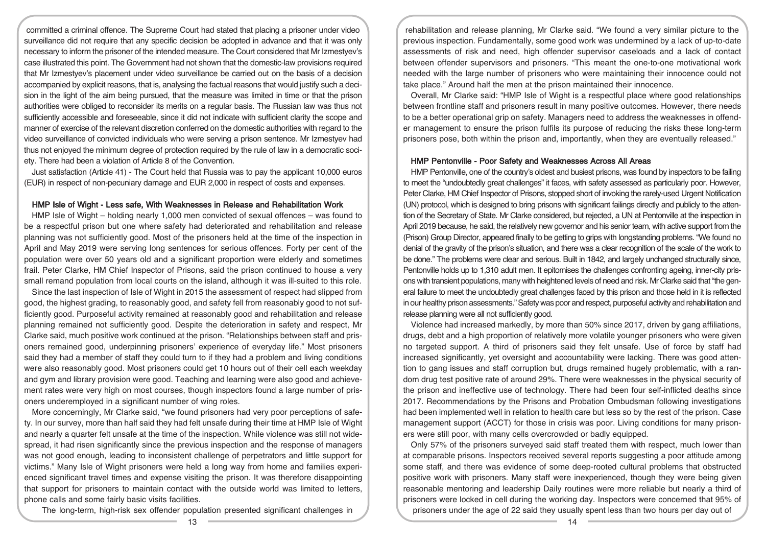committed a criminal offence. The Supreme Court had stated that placing a prisoner under video surveillance did not require that any specific decision be adopted in advance and that it was only necessary to inform the prisoner of the intended measure. The Court considered that Mr Izmestyev's case illustrated this point. The Government had not shown that the domestic-law provisions required that Mr Izmestyev's placement under video surveillance be carried out on the basis of a decision accompanied by explicit reasons, that is, analysing the factual reasons that would justify such a decision in the light of the aim being pursued, that the measure was limited in time or that the prison authorities were obliged to reconsider its merits on a regular basis. The Russian law was thus not sufficiently accessible and foreseeable, since it did not indicate with sufficient clarity the scope and manner of exercise of the relevant discretion conferred on the domestic authorities with regard to the video surveillance of convicted individuals who were serving a prison sentence. Mr Izmestyev had thus not enjoyed the minimum degree of protection required by the rule of law in a democratic society. There had been a violation of Article 8 of the Convention.

Just satisfaction (Article 41) - The Court held that Russia was to pay the applicant 10,000 euros (EUR) in respect of non-pecuniary damage and EUR 2,000 in respect of costs and expenses.

### HMP Isle of Wight - Less safe, With Weaknesses in Release and Rehabilitation Work

HMP Isle of Wight – holding nearly 1,000 men convicted of sexual offences – was found to be a respectful prison but one where safety had deteriorated and rehabilitation and release planning was not sufficiently good. Most of the prisoners held at the time of the inspection in April and May 2019 were serving long sentences for serious offences. Forty per cent of the population were over 50 years old and a significant proportion were elderly and sometimes frail. Peter Clarke, HM Chief Inspector of Prisons, said the prison continued to house a very small remand population from local courts on the island, although it was ill-suited to this role.

Since the last inspection of Isle of Wight in 2015 the assessment of respect had slipped from good, the highest grading, to reasonably good, and safety fell from reasonably good to not sufficiently good. Purposeful activity remained at reasonably good and rehabilitation and release planning remained not sufficiently good. Despite the deterioration in safety and respect, Mr Clarke said, much positive work continued at the prison. "Relationships between staff and prisoners remained good, underpinning prisoners' experience of everyday life." Most prisoners said they had a member of staff they could turn to if they had a problem and living conditions were also reasonably good. Most prisoners could get 10 hours out of their cell each weekday and gym and library provision were good. Teaching and learning were also good and achievement rates were very high on most courses, though inspectors found a large number of prisoners underemployed in a significant number of wing roles.

More concerningly, Mr Clarke said, "we found prisoners had very poor perceptions of safety. In our survey, more than half said they had felt unsafe during their time at HMP Isle of Wight and nearly a quarter felt unsafe at the time of the inspection. While violence was still not widespread, it had risen significantly since the previous inspection and the response of managers was not good enough, leading to inconsistent challenge of perpetrators and little support for victims." Many Isle of Wight prisoners were held a long way from home and families experienced significant travel times and expense visiting the prison. It was therefore disappointing that support for prisoners to maintain contact with the outside world was limited to letters, phone calls and some fairly basic visits facilities.

The long-term, high-risk sex offender population presented significant challenges in rehabilitation and release planning, Mr Clarke said. "We found a very similar picture to the previous inspection. Fundamentally, some good work was undermined by a lack of up-to-date assessments of risk and need, high offender supervisor caseloads and a lack of contact between offender supervisors and prisoners. "This meant the one-to-one motivational work needed with the large number of prisoners who were maintaining their innocence could not take place." Around half the men at the prison maintained their innocence.

Overall, Mr Clarke said: "HMP Isle of Wight is a respectful place where good relationships between frontline staff and prisoners result in many positive outcomes. However, there needs to be a better operational grip on safety. Managers need to address the weaknesses in offender management to ensure the prison fulfils its purpose of reducing the risks these long-term prisoners pose, both within the prison and, importantly, when they are eventually released."

### HMP Pentonville - Poor Safety and Weaknesses Across All Areas

HMP Pentonville, one of the country's oldest and busiest prisons, was found by inspectors to be failing to meet the "undoubtedly great challenges" it faces, with safety assessed as particularly poor. However, Peter Clarke, HM Chief Inspector of Prisons, stopped short of invoking the rarely-used Urgent Notification (UN) protocol, which is designed to bring prisons with significant failings directly and publicly to the attention of the Secretary of State. Mr Clarke considered, but rejected, a UN at Pentonville at the inspection in April 2019 because, he said, the relatively new governor and his senior team, with active support from the (Prison) Group Director, appeared finally to be getting to grips with longstanding problems. "We found no denial of the gravity of the prison's situation, and there was a clear recognition of the scale of the work to be done." The problems were clear and serious. Built in 1842, and largely unchanged structurally since, Pentonville holds up to 1,310 adult men. It epitomises the challenges confronting ageing, inner-city prisons with transient populations, many with heightened levels of need and risk. Mr Clarke said that "the general failure to meet the undoubtedly great challenges faced by this prison and those held in it is reflected in our healthy prison assessments." Safety was poor and respect, purposeful activity and rehabilitation and release planning were all not sufficiently good.

Violence had increased markedly, by more than 50% since 2017, driven by gang affiliations, drugs, debt and a high proportion of relatively more volatile younger prisoners who were given no targeted support. A third of prisoners said they felt unsafe. Use of force by staff had increased significantly, yet oversight and accountability were lacking. There was good attention to gang issues and staff corruption but, drugs remained hugely problematic, with a random drug test positive rate of around 29%. There were weaknesses in the physical security of the prison and ineffective use of technology. There had been four self-inflicted deaths since 2017. Recommendations by the Prisons and Probation Ombudsman following investigations had been implemented well in relation to health care but less so by the rest of the prison. Case management support (ACCT) for those in crisis was poor. Living conditions for many prisoners were still poor, with many cells overcrowded or badly equipped.

Only 57% of the prisoners surveyed said staff treated them with respect, much lower than at comparable prisons. Inspectors received several reports suggesting a poor attitude among some staff, and there was evidence of some deep-rooted cultural problems that obstructed positive work with prisoners. Many staff were inexperienced, though they were being given reasonable mentoring and leadership Daily routines were more reliable but nearly a third of prisoners were locked in cell during the working day. Inspectors were concerned that 95% of prisoners under the age of 22 said they usually spent less than two hours per day out of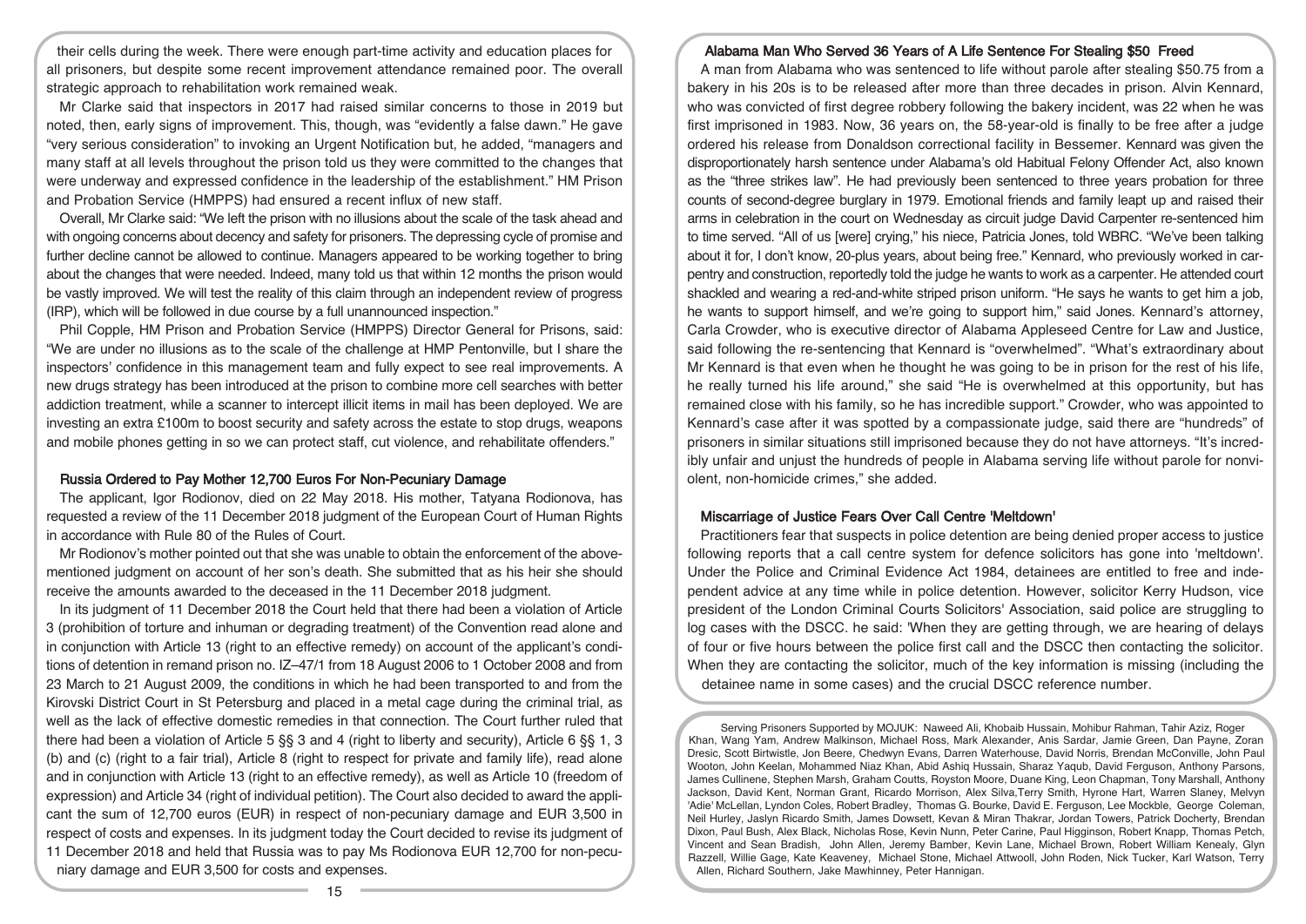their cells during the week. There were enough part-time activity and education places for all prisoners, but despite some recent improvement attendance remained poor. The overall strategic approach to rehabilitation work remained weak.

Mr Clarke said that inspectors in 2017 had raised similar concerns to those in 2019 but noted, then, early signs of improvement. This, though, was "evidently a false dawn." He gave "very serious consideration" to invoking an Urgent Notification but, he added, "managers and many staff at all levels throughout the prison told us they were committed to the changes that were underway and expressed confidence in the leadership of the establishment." HM Prison and Probation Service (HMPPS) had ensured a recent influx of new staff.

Overall, Mr Clarke said: "We left the prison with no illusions about the scale of the task ahead and with ongoing concerns about decency and safety for prisoners. The depressing cycle of promise and further decline cannot be allowed to continue. Managers appeared to be working together to bring about the changes that were needed. Indeed, many told us that within 12 months the prison would be vastly improved. We will test the reality of this claim through an independent review of progress (IRP), which will be followed in due course by a full unannounced inspection."

Phil Copple, HM Prison and Probation Service (HMPPS) Director General for Prisons, said: "We are under no illusions as to the scale of the challenge at HMP Pentonville, but I share the inspectors' confidence in this management team and fully expect to see real improvements. A new drugs strategy has been introduced at the prison to combine more cell searches with better addiction treatment, while a scanner to intercept illicit items in mail has been deployed. We are investing an extra £100m to boost security and safety across the estate to stop drugs, weapons and mobile phones getting in so we can protect staff, cut violence, and rehabilitate offenders."

### Russia Ordered to Pay Mother 12,700 Euros For Non-Pecuniary Damage

The applicant, Igor Rodionov, died on 22 May 2018. His mother, Tatyana Rodionova, has requested a review of the 11 December 2018 judgment of the European Court of Human Rights in accordance with Rule 80 of the Rules of Court.

Mr Rodionov's mother pointed out that she was unable to obtain the enforcement of the above-mentioned judgment on account of her son's death. She submitted that as his heir she should receive the amounts awarded to the deceased in the 11 December 2018 judgment.

In its judgment of 11 December 2018 the Court held that there had been a violation of Article 3 (prohibition of torture and inhuman or degrading treatment) of the Convention read alone and in conjunction with Article 13 (right to an effective remedy) on account of the applicant's conditions of detention in remand prison no. IZ–47/1 from 18 August 2006 to 1 October 2008 and from 23 March to 21 August 2009, the conditions in which he had been transported to and from the Kirovski District Court in St Petersburg and placed in a metal cage during the criminal trial, as well as the lack of effective domestic remedies in that connection. The Court further ruled that there had been a violation of Article 5 §§ 3 and 4 (right to liberty and security), Article 6 §§ 1, 3 (b) and (c) (right to a fair trial), Article 8 (right to respect for private and family life), read alone and in conjunction with Article 13 (right to an effective remedy), as well as Article 10 (freedom of expression) and Article 34 (right of individual petition). The Court also decided to award the applicant the sum of 12,700 euros (EUR) in respect of non-pecuniary damage and EUR 3,500 in respect of costs and expenses. In its judgment today the Court decided to revise its judgment of 11 December 2018 and held that Russia was to pay Ms Rodionova EUR 12,700 for non-pecuniary damage and EUR 3,500 for costs and expenses.

### Alabama Man Who Served 36 Years of A Life Sentence For Stealing $50 Freed

A man from Alabama who was sentenced to life without parole after stealing $50.75 from a bakery in his 20s is to be released after more than three decades in prison. Alvin Kennard, who was convicted of first degree robbery following the bakery incident, was 22 when he was first imprisoned in 1983. Now, 36 years on, the 58-year-old is finally to be free after a judge ordered his release from Donaldson correctional facility in Bessemer. Kennard was given the disproportionately harsh sentence under Alabama's old Habitual Felony Offender Act, also known as the "three strikes law". He had previously been sentenced to three years probation for three counts of second-degree burglary in 1979. Emotional friends and family leapt up and raised their arms in celebration in the court on Wednesday as circuit judge David Carpenter re-sentenced him to time served. "All of us [were] crying," his niece, Patricia Jones, told WBRC. "We've been talking about it for, I don't know, 20-plus years, about being free." Kennard, who previously worked in carpentry and construction, reportedly told the judge he wants to work as a carpenter. He attended court shackled and wearing a red-and-white striped prison uniform. "He says he wants to get him a job, he wants to support himself, and we're going to support him," said Jones. Kennard's attorney, Carla Crowder, who is executive director of Alabama Appleseed Centre for Law and Justice, said following the re-sentencing that Kennard is "overwhelmed". "What's extraordinary about Mr Kennard is that even when he thought he was going to be in prison for the rest of his life, he really turned his life around," she said "He is overwhelmed at this opportunity, but has remained close with his family, so he has incredible support." Crowder, who was appointed to Kennard's case after it was spotted by a compassionate judge, said there are "hundreds" of prisoners in similar situations still imprisoned because they do not have attorneys. "It's incredibly unfair and unjust the hundreds of people in Alabama serving life without parole for nonviolent, non-homicide crimes," she added.

### Miscarriage of Justice Fears Over Call Centre 'Meltdown'

Practitioners fear that suspects in police detention are being denied proper access to justice following reports that a call centre system for defence solicitors has gone into 'meltdown'. Under the Police and Criminal Evidence Act 1984, detainees are entitled to free and independent advice at any time while in police detention. However, solicitor Kerry Hudson, vice president of the London Criminal Courts Solicitors' Association, said police are struggling to log cases with the DSCC. he said: 'When they are getting through, we are hearing of delays of four or five hours between the police first call and the DSCC then contacting the solicitor. When they are contacting the solicitor, much of the key information is missing (including the detainee name in some cases) and the crucial DSCC reference number.

Serving Prisoners Supported by MOJUK: Naweed Ali, Khobaib Hussain, Mohibur Rahman, Tahir Aziz, Roger Khan, Wang Yam, Andrew Malkinson, Michael Ross, Mark Alexander, Anis Sardar, Jamie Green, Dan Payne, Zoran Dresic, Scott Birtwistle, Jon Beere, Chedwyn Evans, Darren Waterhouse, David Norris, Brendan McConville, John Paul Wooton, John Keelan, Mohammed Niaz Khan, Abid Ashiq Hussain, Sharaz Yaqub, David Ferguson, Anthony Parsons, James Cullinene, Stephen Marsh, Graham Coutts, Royston Moore, Duane King, Leon Chapman, Tony Marshall, Anthony Jackson, David Kent, Norman Grant, Ricardo Morrison, Alex Silva,Terry Smith, Hyrone Hart, Warren Slaney, Melvyn 'Adie' McLellan, Lyndon Coles, Robert Bradley, Thomas G. Bourke, David E. Ferguson, Lee Mockble, George Coleman, Neil Hurley, Jaslyn Ricardo Smith, James Dowsett, Kevan & Miran Thakrar, Jordan Towers, Patrick Docherty, Brendan Dixon, Paul Bush, Alex Black, Nicholas Rose, Kevin Nunn, Peter Carine, Paul Higginson, Robert Knapp, Thomas Petch, Vincent and Sean Bradish, John Allen, Jeremy Bamber, Kevin Lane, Michael Brown, Robert William Kenealy, Glyn Razzell, Willie Gage, Kate Keaveney, Michael Stone, Michael Attwooll, John Roden, Nick Tucker, Karl Watson, Terry Allen, Richard Southern, Jake Mawhinney, Peter Hannigan.